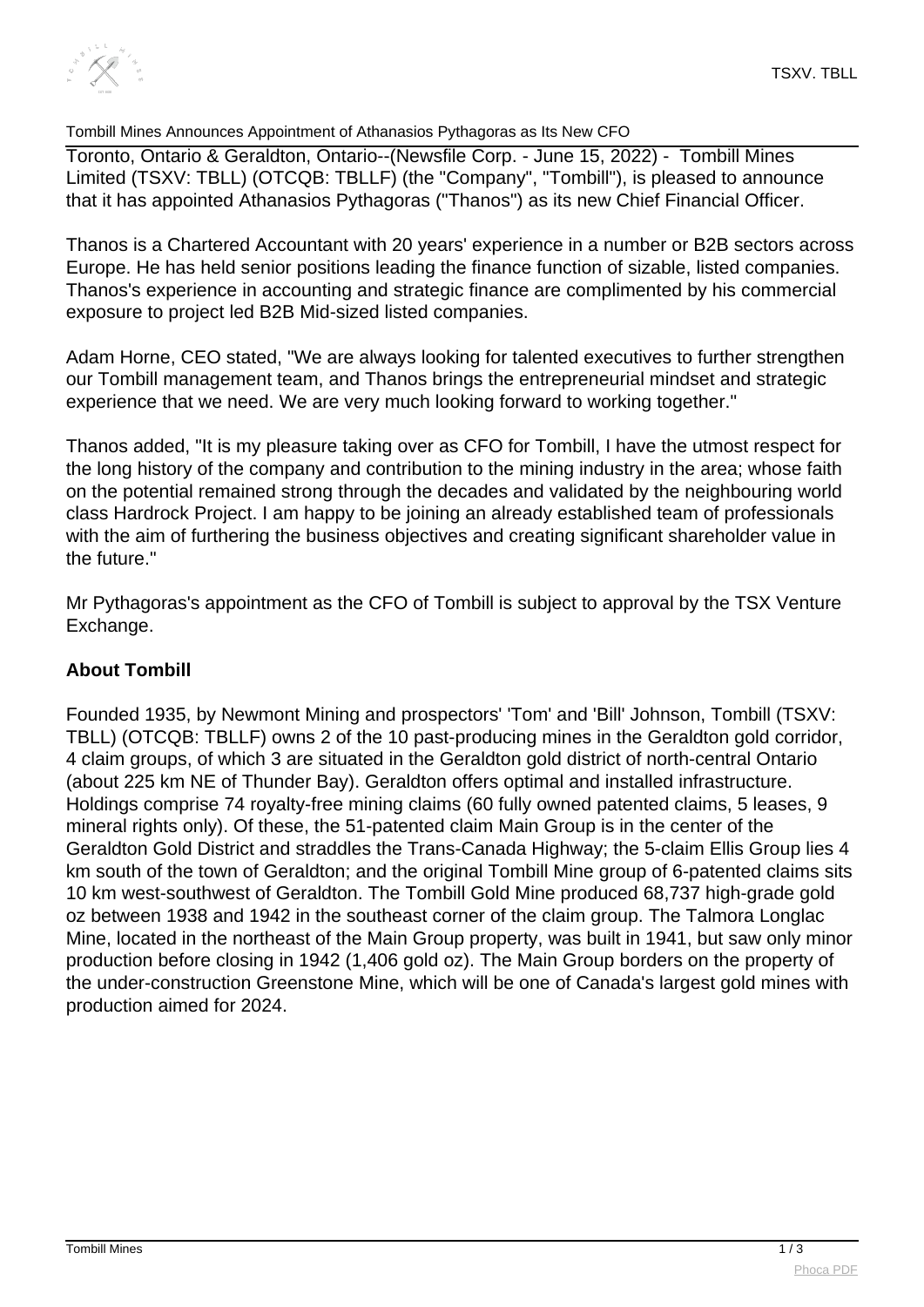Tombill Mines Announces Appointment of Athanasios Pythagoras as Its New CFO

Toronto, Ontario & Geraldton, Ontario--(Newsfile Corp. - June 15, 2022) - Tombill Mines Limited (TSXV: TBLL) (OTCQB: TBLLF) (the "Company", "Tombill"), is pleased to announce that it has appointed Athanasios Pythagoras ("Thanos") as its new Chief Financial Officer.

Thanos is a Chartered Accountant with 20 years' experience in a number or B2B sectors across Europe. He has held senior positions leading the finance function of sizable, listed companies. Thanos's experience in accounting and strategic finance are complimented by his commercial exposure to project led B2B Mid-sized listed companies.

Adam Horne, CEO stated, "We are always looking for talented executives to further strengthen our Tombill management team, and Thanos brings the entrepreneurial mindset and strategic experience that we need. We are very much looking forward to working together."

Thanos added, "It is my pleasure taking over as CFO for Tombill, I have the utmost respect for the long history of the company and contribution to the mining industry in the area; whose faith on the potential remained strong through the decades and validated by the neighbouring world class Hardrock Project. I am happy to be joining an already established team of professionals with the aim of furthering the business objectives and creating significant shareholder value in the future."

Mr Pythagoras's appointment as the CFO of Tombill is subject to approval by the TSX Venture Exchange.

**About Tombill**

Founded 1935, by Newmont Mining and prospectors' 'Tom' and 'Bill' Johnson, Tombill (TSXV: TBLL) (OTCQB: TBLLF) owns 2 of the 10 past-producing mines in the Geraldton gold corridor, 4 claim groups, of which 3 are situated in the Geraldton gold district of north-central Ontario (about 225 km NE of Thunder Bay). Geraldton offers optimal and installed infrastructure. Holdings comprise 74 royalty-free mining claims (60 fully owned patented claims, 5 leases, 9 mineral rights only). Of these, the 51-patented claim Main Group is in the center of the Geraldton Gold District and straddles the Trans-Canada Highway; the 5-claim Ellis Group lies 4 km south of the town of Geraldton; and the original Tombill Mine group of 6-patented claims sits 10 km west-southwest of Geraldton. The Tombill Gold Mine produced 68,737 high-grade gold oz between 1938 and 1942 in the southeast corner of the claim group. The Talmora Longlac Mine, located in the northeast of the Main Group property, was built in 1941, but saw only minor production before closing in 1942 (1,406 gold oz). The Main Group borders on the property of the under-construction Greenstone Mine, which will be one of Canada's largest gold mines with production aimed for 2024.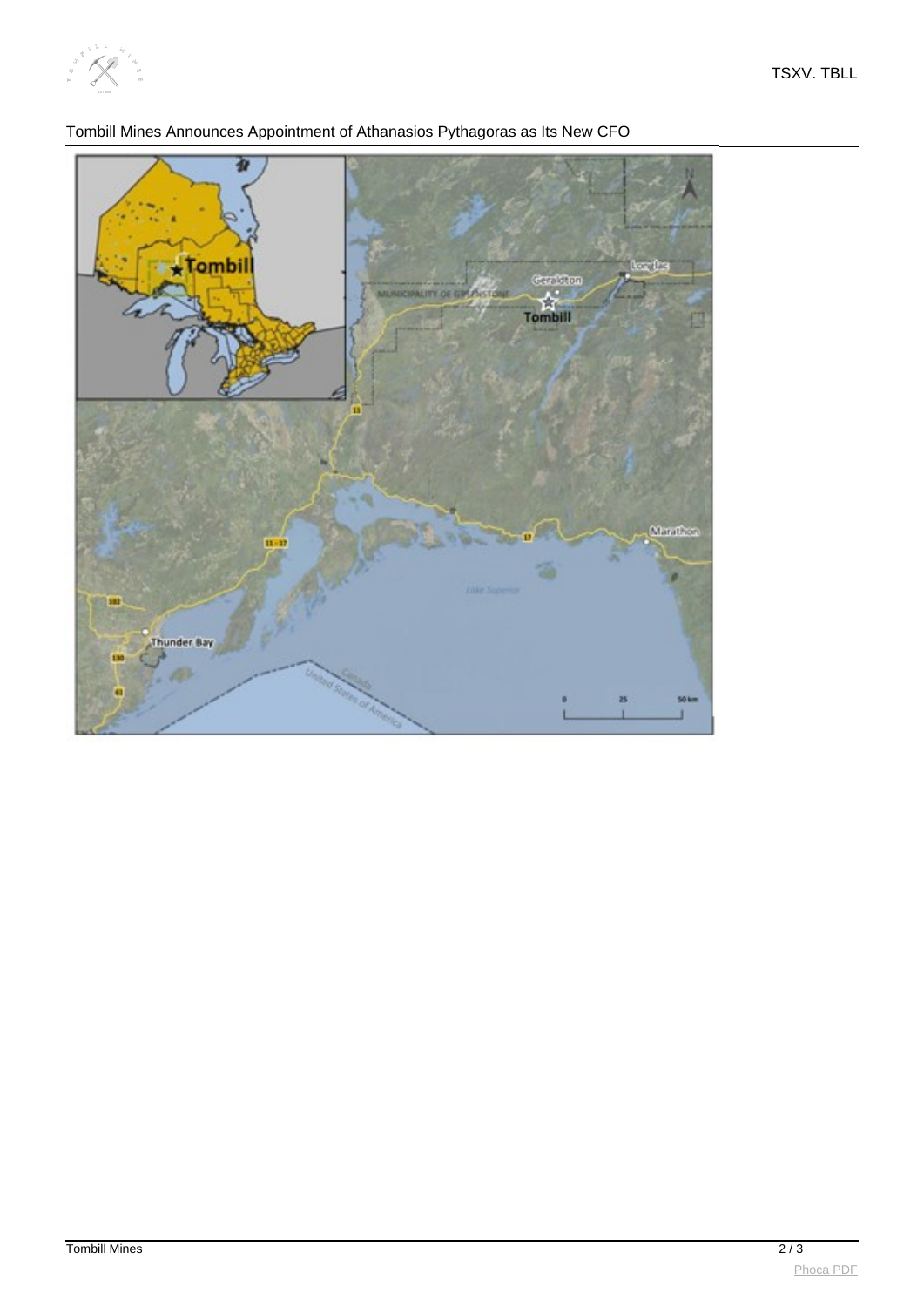Tombill Mines Announces Appointment of Athanasios Pythagoras as Its New CFO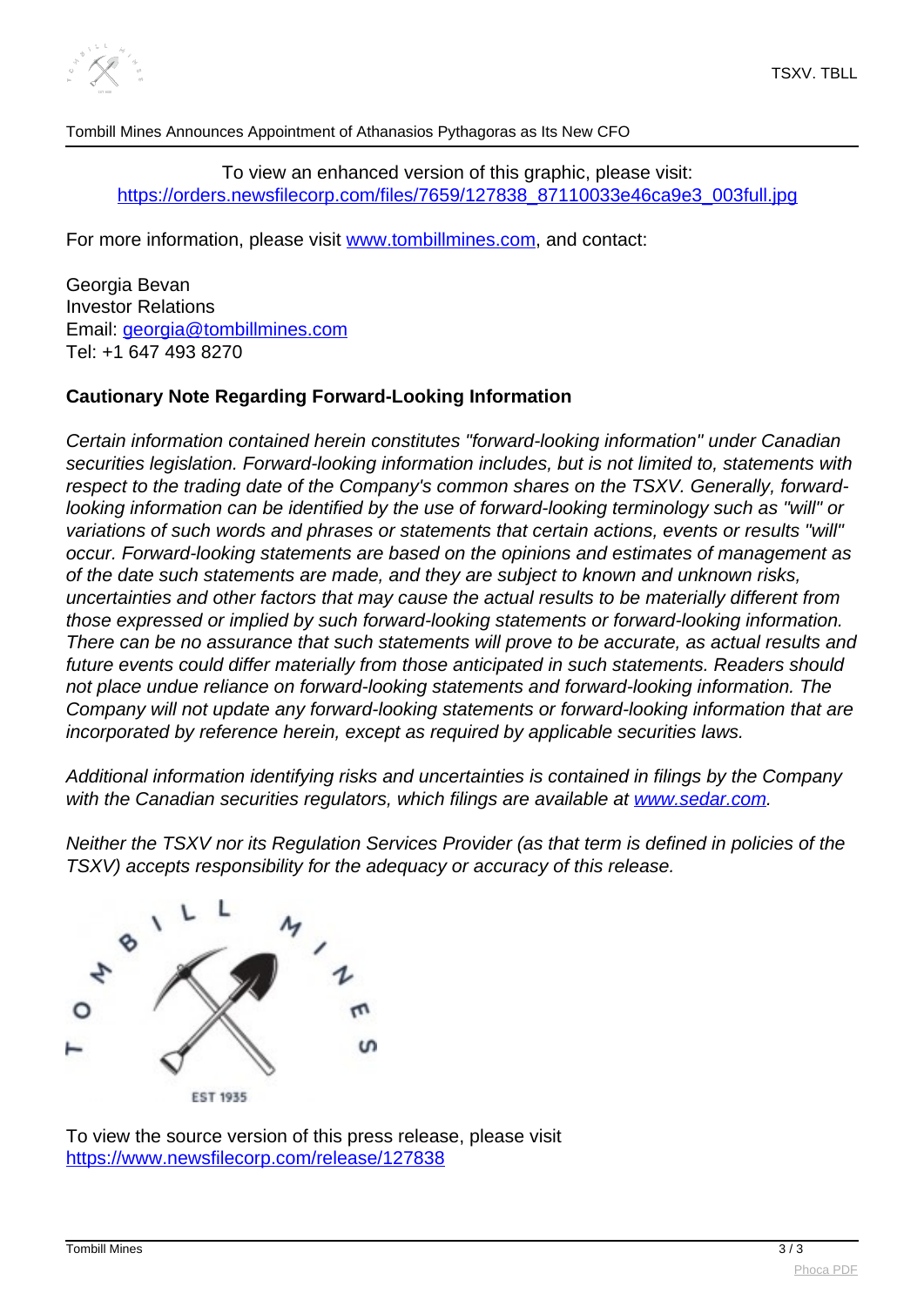To view an enhanced version of this graphic, please visit:
https://orders.newsfilecorp.com/files/7659/127838_87110033e46ca9e3_003full.jpg

For more information, please visit www.tombillmines.com, and contact:

Georgia Bevan
Investor Relations
Email: georgia@tombillmines.com
Tel: +1 647 493 8270

**Cautionary Note Regarding Forward-Looking Information**

*Certain information contained herein constitutes "forward-looking information" under Canadian securities legislation. Forward-looking information includes, but is not limited to, statements with respect to the trading date of the Company's common shares on the TSXV. Generally, forward-looking information can be identified by the use of forward-looking terminology such as "will" or variations of such words and phrases or statements that certain actions, events or results "will" occur. Forward-looking statements are based on the opinions and estimates of management as of the date such statements are made, and they are subject to known and unknown risks, uncertainties and other factors that may cause the actual results to be materially different from those expressed or implied by such forward-looking statements or forward-looking information. There can be no assurance that such statements will prove to be accurate, as actual results and future events could differ materially from those anticipated in such statements. Readers should not place undue reliance on forward-looking statements and forward-looking information. The Company will not update any forward-looking statements or forward-looking information that are incorporated by reference herein, except as required by applicable securities laws.*

*Additional information identifying risks and uncertainties is contained in filings by the Company with the Canadian securities regulators, which filings are available at www.sedar.com.*

*Neither the TSXV nor its Regulation Services Provider (as that term is defined in policies of the TSXV) accepts responsibility for the adequacy or accuracy of this release.*

To view the source version of this press release, please visit
https://www.newsfilecorp.com/release/127838